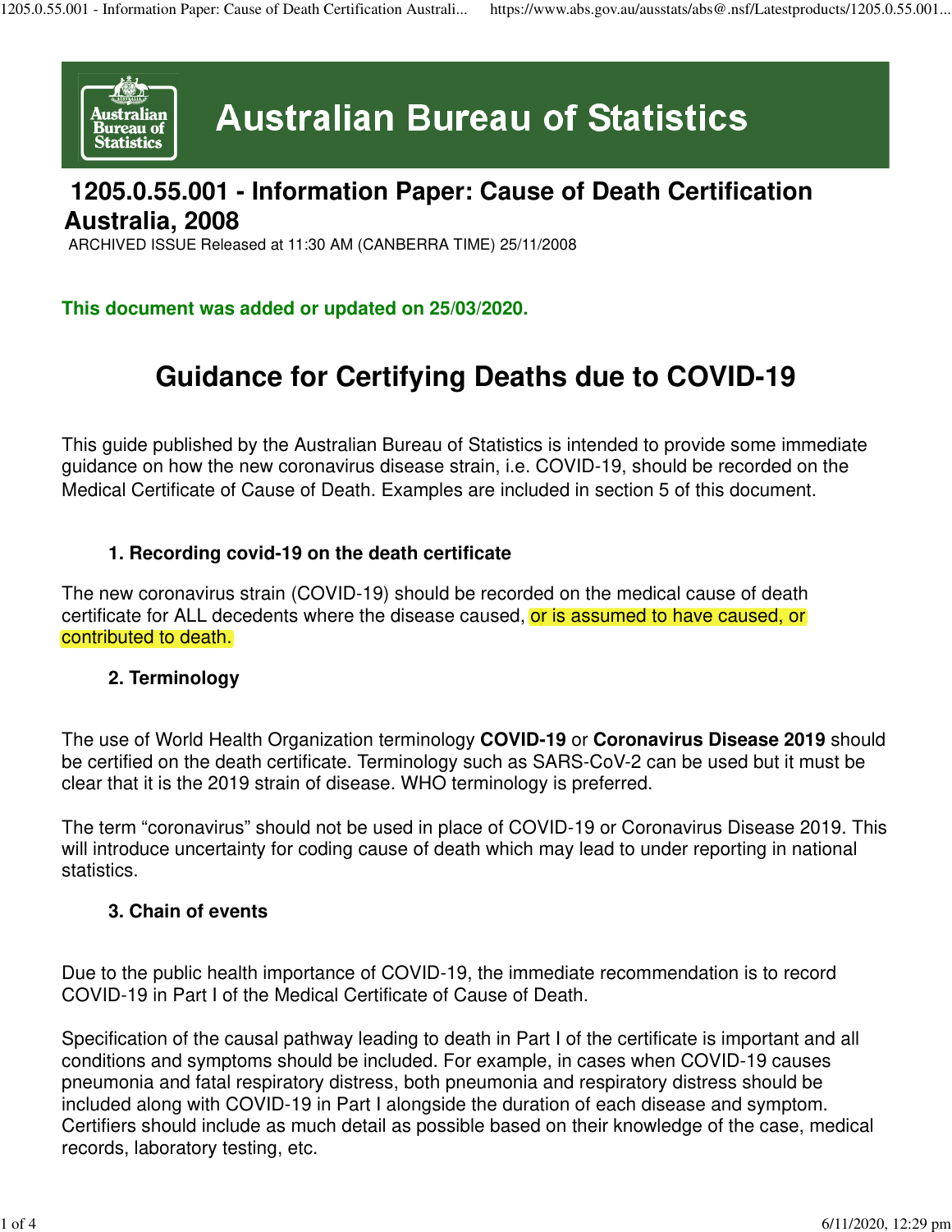# Australian Bureau of Statistics

## 1205.0.55.001 - Information Paper: Cause of Death Certification Australia, 2008

ARCHIVED ISSUE Released at 11:30 AM (CANBERRA TIME) 25/11/2008

**This document was added or updated on 25/03/2020.**

# Guidance for Certifying Deaths due to COVID-19

This guide published by the Australian Bureau of Statistics is intended to provide some immediate guidance on how the new coronavirus disease strain, i.e. COVID-19, should be recorded on the Medical Certificate of Cause of Death. Examples are included in section 5 of this document.

### 1. Recording covid-19 on the death certificate

The new coronavirus strain (COVID-19) should be recorded on the medical cause of death certificate for ALL decedents where the disease caused, or is assumed to have caused, or contributed to death.

### 2. Terminology

The use of World Health Organization terminology **COVID-19** or **Coronavirus Disease 2019** should be certified on the death certificate. Terminology such as SARS-CoV-2 can be used but it must be clear that it is the 2019 strain of disease. WHO terminology is preferred.

The term "coronavirus" should not be used in place of COVID-19 or Coronavirus Disease 2019. This will introduce uncertainty for coding cause of death which may lead to under reporting in national statistics.

### 3. Chain of events

Due to the public health importance of COVID-19, the immediate recommendation is to record COVID-19 in Part I of the Medical Certificate of Cause of Death.

Specification of the causal pathway leading to death in Part I of the certificate is important and all conditions and symptoms should be included. For example, in cases when COVID-19 causes pneumonia and fatal respiratory distress, both pneumonia and respiratory distress should be included along with COVID-19 in Part I alongside the duration of each disease and symptom. Certifiers should include as much detail as possible based on their knowledge of the case, medical records, laboratory testing, etc.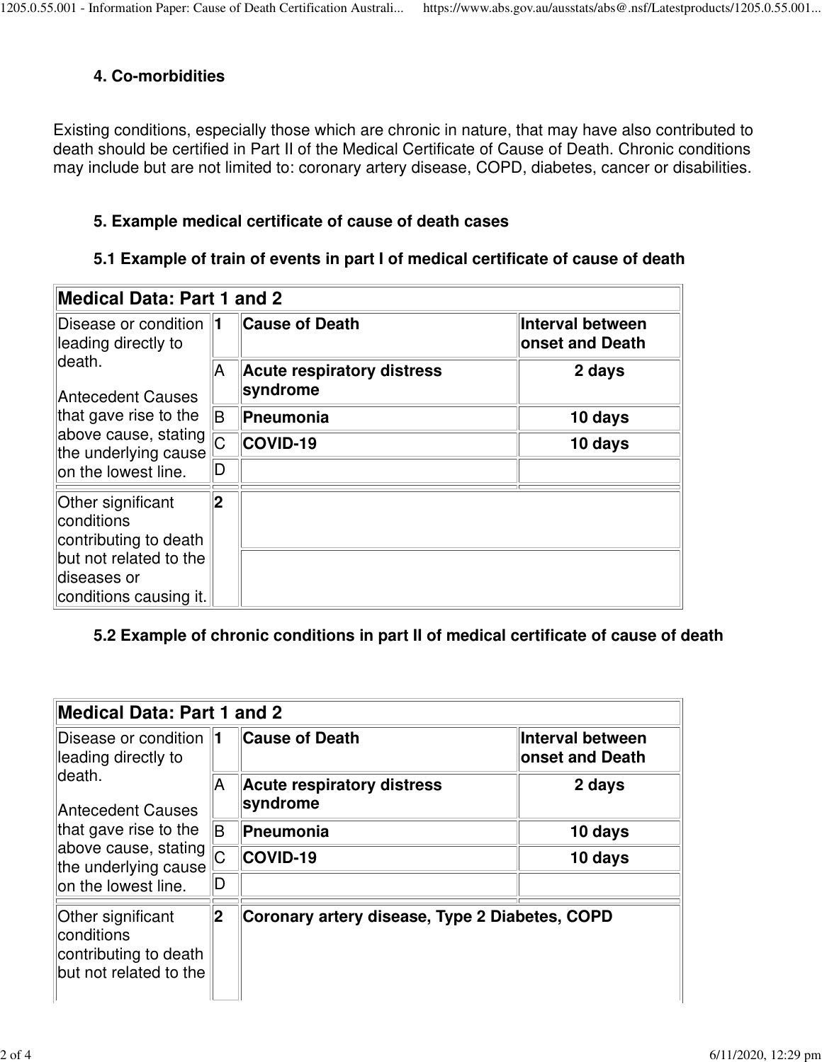### 4. Co-morbidities

Existing conditions, especially those which are chronic in nature, that may have also contributed to death should be certified in Part II of the Medical Certificate of Cause of Death. Chronic conditions may include but are not limited to: coronary artery disease, COPD, diabetes, cancer or disabilities.

### 5. Example medical certificate of cause of death cases

#### 5.1 Example of train of events in part I of medical certificate of cause of death

| **Medical Data: Part 1 and 2** | | | |
|---|---|---|---|
| Disease or condition leading directly to death. Antecedent Causes that gave rise to the above cause, stating the underlying cause on the lowest line. | **1** | **Cause of Death** | **Interval between onset and Death** |
| | A | **Acute respiratory distress syndrome** | **2 days** |
| | B | **Pneumonia** | **10 days** |
| | C | **COVID-19** | **10 days** |
| | D | | |
| Other significant conditions contributing to death but not related to the diseases or conditions causing it. | **2** | | |

#### 5.2 Example of chronic conditions in part II of medical certificate of cause of death

| **Medical Data: Part 1 and 2** | | | |
|---|---|---|---|
| Disease or condition leading directly to death. Antecedent Causes that gave rise to the above cause, stating the underlying cause on the lowest line. | **1** | **Cause of Death** | **Interval between onset and Death** |
| | A | **Acute respiratory distress syndrome** | **2 days** |
| | B | **Pneumonia** | **10 days** |
| | C | **COVID-19** | **10 days** |
| | D | | |
| Other significant conditions contributing to death but not related to the | **2** | **Coronary artery disease, Type 2 Diabetes, COPD** | |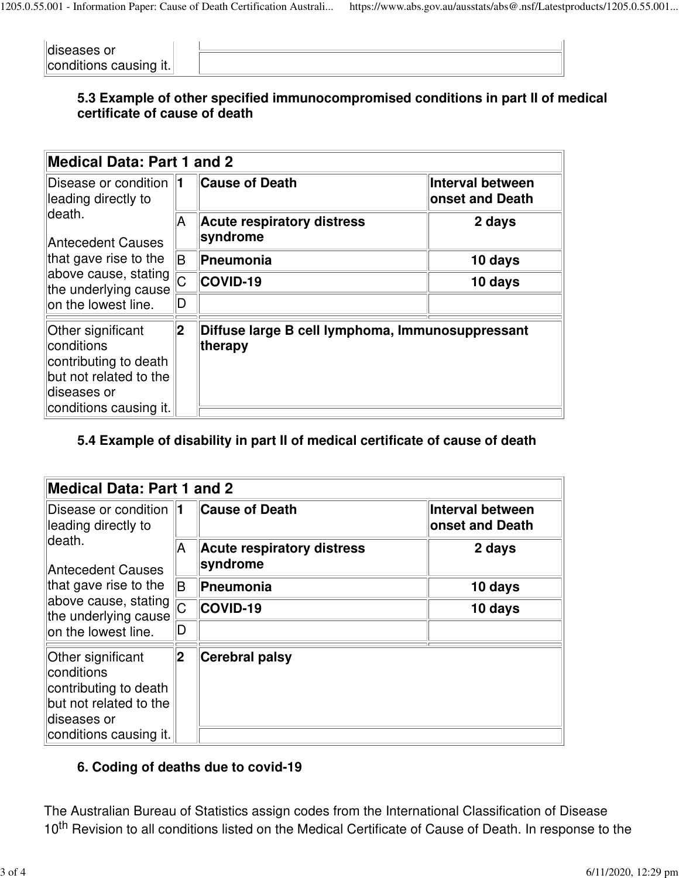| | | |
|---|---|---|
| diseases or conditions causing it. | | |

### 5.3 Example of other specified immunocompromised conditions in part II of medical certificate of cause of death

| Medical Data: Part 1 and 2 | | | |
|---|---|---|---|
| Disease or condition leading directly to death. Antecedent Causes that gave rise to the above cause, stating the underlying cause on the lowest line. | **1** | **Cause of Death** | **Interval between onset and Death** |
| | A | **Acute respiratory distress syndrome** | **2 days** |
| | B | **Pneumonia** | **10 days** |
| | C | **COVID-19** | **10 days** |
| | D | | |
| Other significant conditions contributing to death but not related to the diseases or conditions causing it. | **2** | **Diffuse large B cell lymphoma, Immunosuppressant therapy** | |

### 5.4 Example of disability in part II of medical certificate of cause of death

| Medical Data: Part 1 and 2 | | | |
|---|---|---|---|
| Disease or condition leading directly to death. Antecedent Causes that gave rise to the above cause, stating the underlying cause on the lowest line. | **1** | **Cause of Death** | **Interval between onset and Death** |
| | A | **Acute respiratory distress syndrome** | **2 days** |
| | B | **Pneumonia** | **10 days** |
| | C | **COVID-19** | **10 days** |
| | D | | |
| Other significant conditions contributing to death but not related to the diseases or conditions causing it. | **2** | **Cerebral palsy** | |

### 6. Coding of deaths due to covid-19

The Australian Bureau of Statistics assign codes from the International Classification of Disease 10th Revision to all conditions listed on the Medical Certificate of Cause of Death. In response to the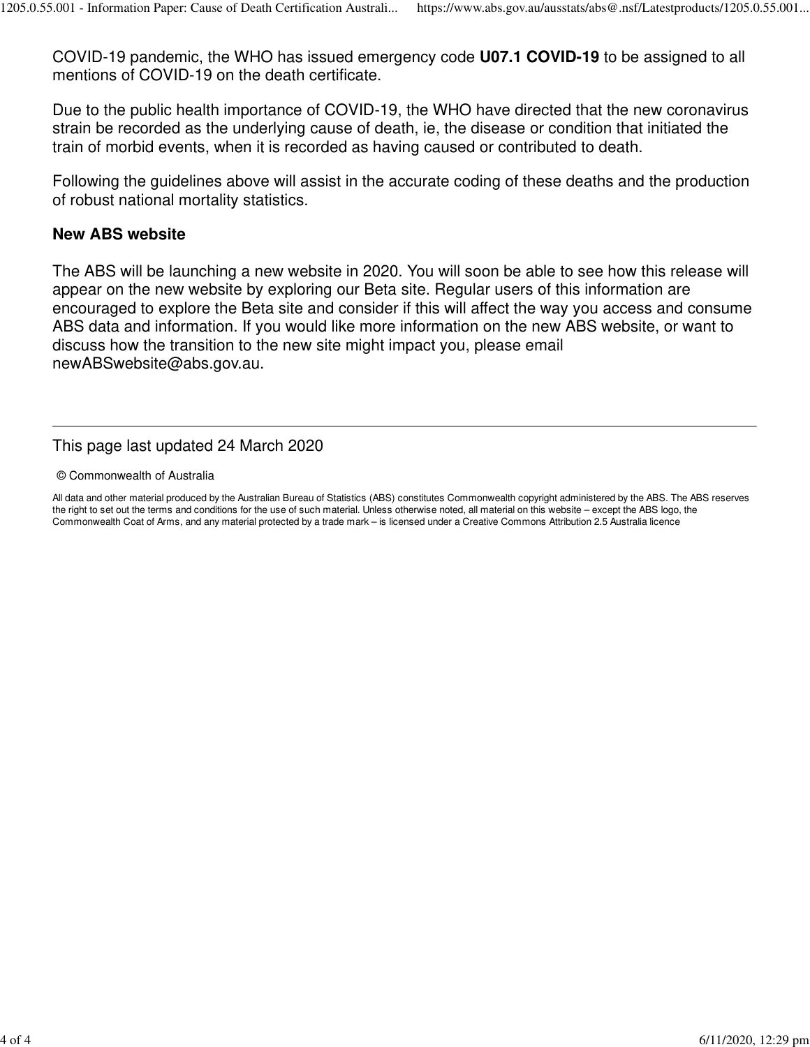COVID-19 pandemic, the WHO has issued emergency code **U07.1 COVID-19** to be assigned to all mentions of COVID-19 on the death certificate.

Due to the public health importance of COVID-19, the WHO have directed that the new coronavirus strain be recorded as the underlying cause of death, ie, the disease or condition that initiated the train of morbid events, when it is recorded as having caused or contributed to death.

Following the guidelines above will assist in the accurate coding of these deaths and the production of robust national mortality statistics.

**New ABS website**

The ABS will be launching a new website in 2020. You will soon be able to see how this release will appear on the new website by exploring our Beta site. Regular users of this information are encouraged to explore the Beta site and consider if this will affect the way you access and consume ABS data and information. If you would like more information on the new ABS website, or want to discuss how the transition to the new site might impact you, please email newABSwebsite@abs.gov.au.

---

This page last updated 24 March 2020

© Commonwealth of Australia

All data and other material produced by the Australian Bureau of Statistics (ABS) constitutes Commonwealth copyright administered by the ABS. The ABS reserves the right to set out the terms and conditions for the use of such material. Unless otherwise noted, all material on this website – except the ABS logo, the Commonwealth Coat of Arms, and any material protected by a trade mark – is licensed under a Creative Commons Attribution 2.5 Australia licence